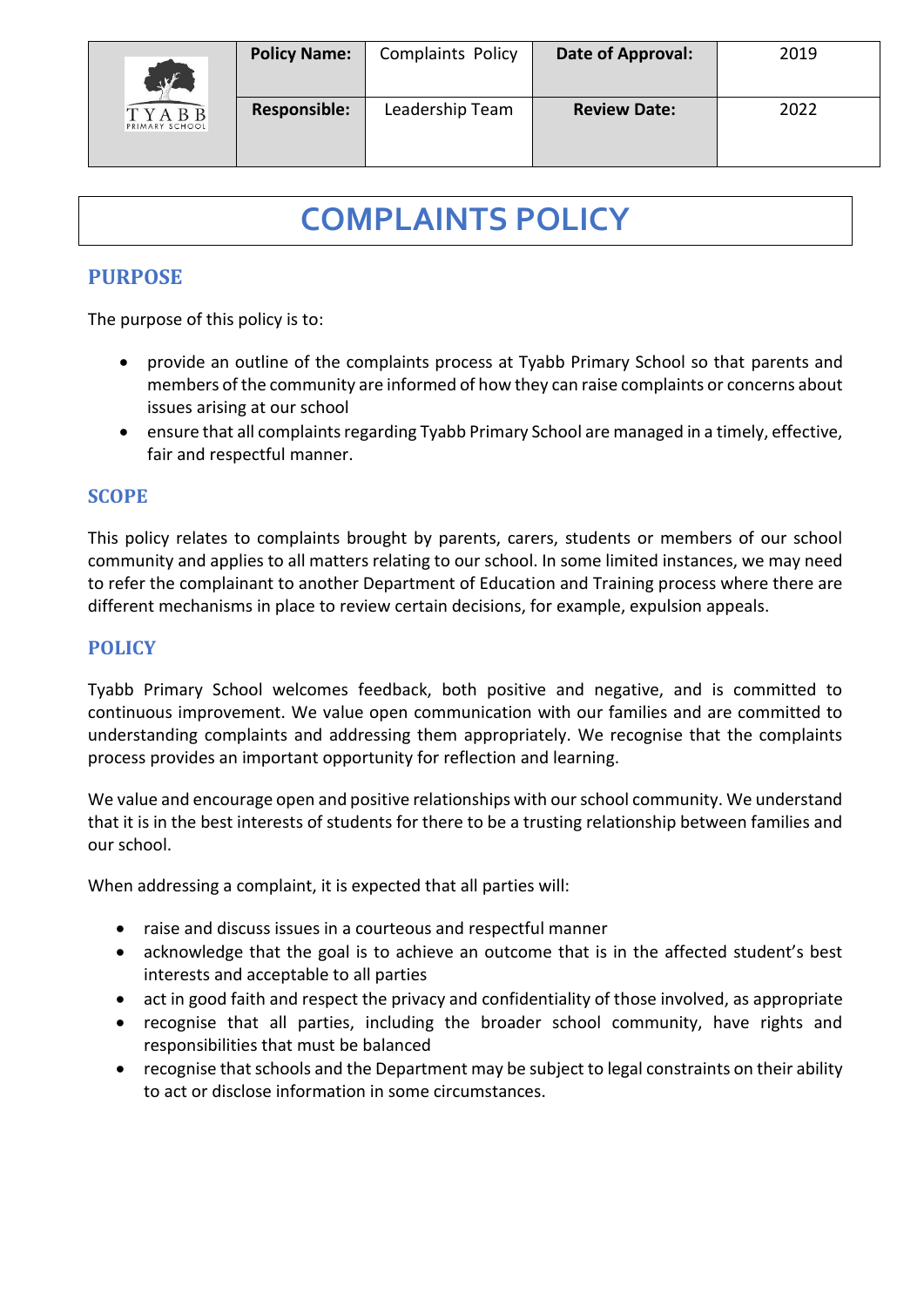| TYABB PRIMARY SCHOOL | Policy Name: | Complaints Policy | Date of Approval: | 2019 |
|---|---|---|---|---|
| | Responsible: | Leadership Team | Review Date: | 2022 |

# COMPLAINTS POLICY

## PURPOSE

The purpose of this policy is to:

- provide an outline of the complaints process at Tyabb Primary School so that parents and members of the community are informed of how they can raise complaints or concerns about issues arising at our school
- ensure that all complaints regarding Tyabb Primary School are managed in a timely, effective, fair and respectful manner.

## SCOPE

This policy relates to complaints brought by parents, carers, students or members of our school community and applies to all matters relating to our school. In some limited instances, we may need to refer the complainant to another Department of Education and Training process where there are different mechanisms in place to review certain decisions, for example, expulsion appeals.

## POLICY

Tyabb Primary School welcomes feedback, both positive and negative, and is committed to continuous improvement. We value open communication with our families and are committed to understanding complaints and addressing them appropriately. We recognise that the complaints process provides an important opportunity for reflection and learning.

We value and encourage open and positive relationships with our school community. We understand that it is in the best interests of students for there to be a trusting relationship between families and our school.

When addressing a complaint, it is expected that all parties will:

- raise and discuss issues in a courteous and respectful manner
- acknowledge that the goal is to achieve an outcome that is in the affected student's best interests and acceptable to all parties
- act in good faith and respect the privacy and confidentiality of those involved, as appropriate
- recognise that all parties, including the broader school community, have rights and responsibilities that must be balanced
- recognise that schools and the Department may be subject to legal constraints on their ability to act or disclose information in some circumstances.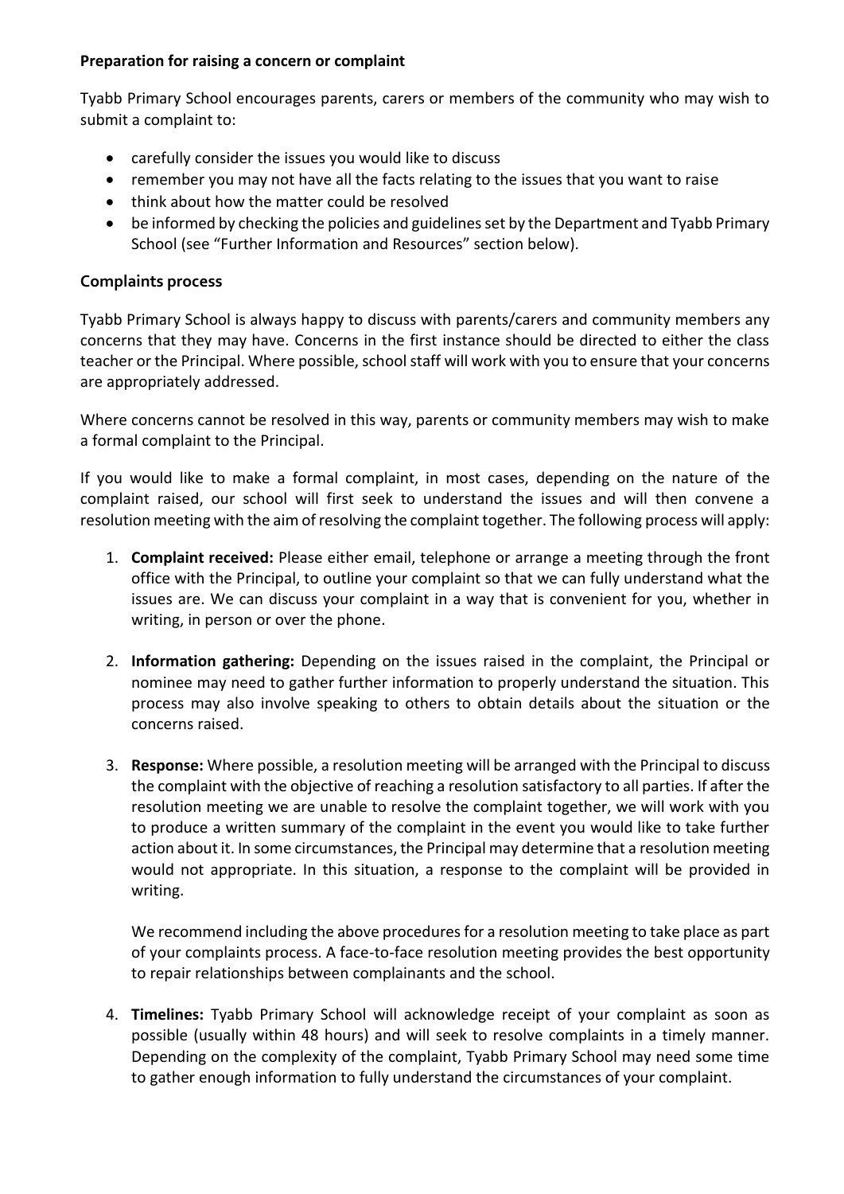**Preparation for raising a concern or complaint**

Tyabb Primary School encourages parents, carers or members of the community who may wish to submit a complaint to:

- carefully consider the issues you would like to discuss
- remember you may not have all the facts relating to the issues that you want to raise
- think about how the matter could be resolved
- be informed by checking the policies and guidelines set by the Department and Tyabb Primary School (see "Further Information and Resources" section below).

**Complaints process**

Tyabb Primary School is always happy to discuss with parents/carers and community members any concerns that they may have. Concerns in the first instance should be directed to either the class teacher or the Principal. Where possible, school staff will work with you to ensure that your concerns are appropriately addressed.

Where concerns cannot be resolved in this way, parents or community members may wish to make a formal complaint to the Principal.

If you would like to make a formal complaint, in most cases, depending on the nature of the complaint raised, our school will first seek to understand the issues and will then convene a resolution meeting with the aim of resolving the complaint together. The following process will apply:

1. **Complaint received:** Please either email, telephone or arrange a meeting through the front office with the Principal, to outline your complaint so that we can fully understand what the issues are. We can discuss your complaint in a way that is convenient for you, whether in writing, in person or over the phone.

2. **Information gathering:** Depending on the issues raised in the complaint, the Principal or nominee may need to gather further information to properly understand the situation. This process may also involve speaking to others to obtain details about the situation or the concerns raised.

3. **Response:** Where possible, a resolution meeting will be arranged with the Principal to discuss the complaint with the objective of reaching a resolution satisfactory to all parties. If after the resolution meeting we are unable to resolve the complaint together, we will work with you to produce a written summary of the complaint in the event you would like to take further action about it. In some circumstances, the Principal may determine that a resolution meeting would not appropriate. In this situation, a response to the complaint will be provided in writing.

   We recommend including the above procedures for a resolution meeting to take place as part of your complaints process. A face-to-face resolution meeting provides the best opportunity to repair relationships between complainants and the school.

4. **Timelines:** Tyabb Primary School will acknowledge receipt of your complaint as soon as possible (usually within 48 hours) and will seek to resolve complaints in a timely manner. Depending on the complexity of the complaint, Tyabb Primary School may need some time to gather enough information to fully understand the circumstances of your complaint.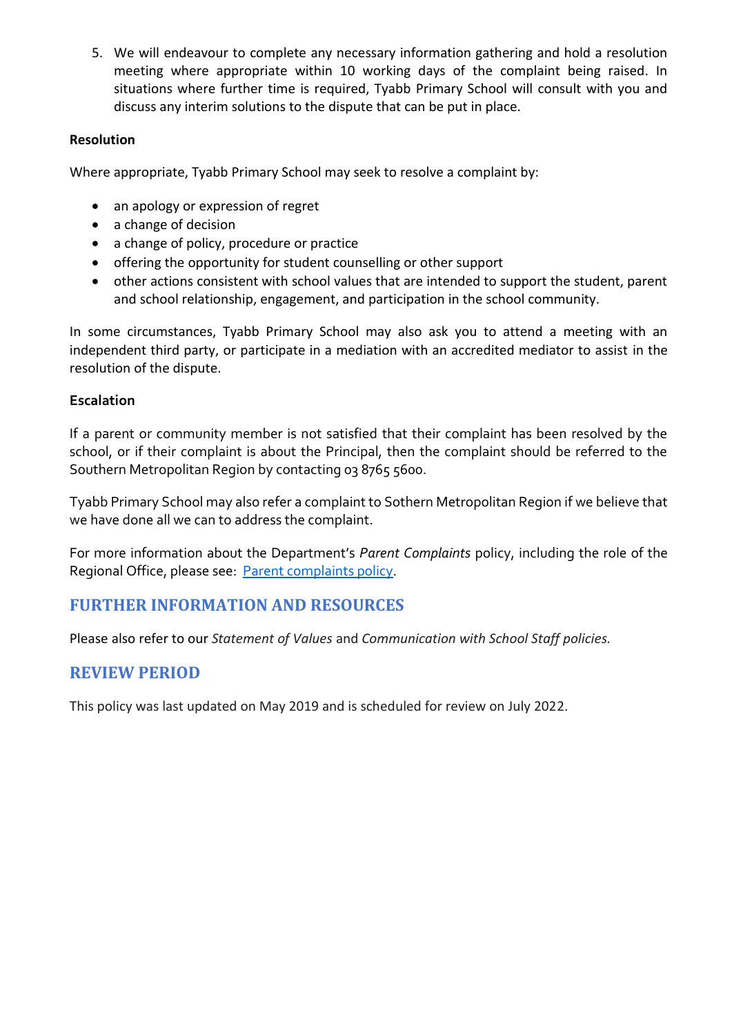5. We will endeavour to complete any necessary information gathering and hold a resolution meeting where appropriate within 10 working days of the complaint being raised. In situations where further time is required, Tyabb Primary School will consult with you and discuss any interim solutions to the dispute that can be put in place.

**Resolution**

Where appropriate, Tyabb Primary School may seek to resolve a complaint by:

- an apology or expression of regret
- a change of decision
- a change of policy, procedure or practice
- offering the opportunity for student counselling or other support
- other actions consistent with school values that are intended to support the student, parent and school relationship, engagement, and participation in the school community.

In some circumstances, Tyabb Primary School may also ask you to attend a meeting with an independent third party, or participate in a mediation with an accredited mediator to assist in the resolution of the dispute.

**Escalation**

If a parent or community member is not satisfied that their complaint has been resolved by the school, or if their complaint is about the Principal, then the complaint should be referred to the Southern Metropolitan Region by contacting 03 8765 5600.

Tyabb Primary School may also refer a complaint to Sothern Metropolitan Region if we believe that we have done all we can to address the complaint.

For more information about the Department's *Parent Complaints* policy, including the role of the Regional Office, please see: [Parent complaints policy](#).

## FURTHER INFORMATION AND RESOURCES

Please also refer to our *Statement of Values* and *Communication with School Staff policies.*

## REVIEW PERIOD

This policy was last updated on May 2019 and is scheduled for review on July 2022.